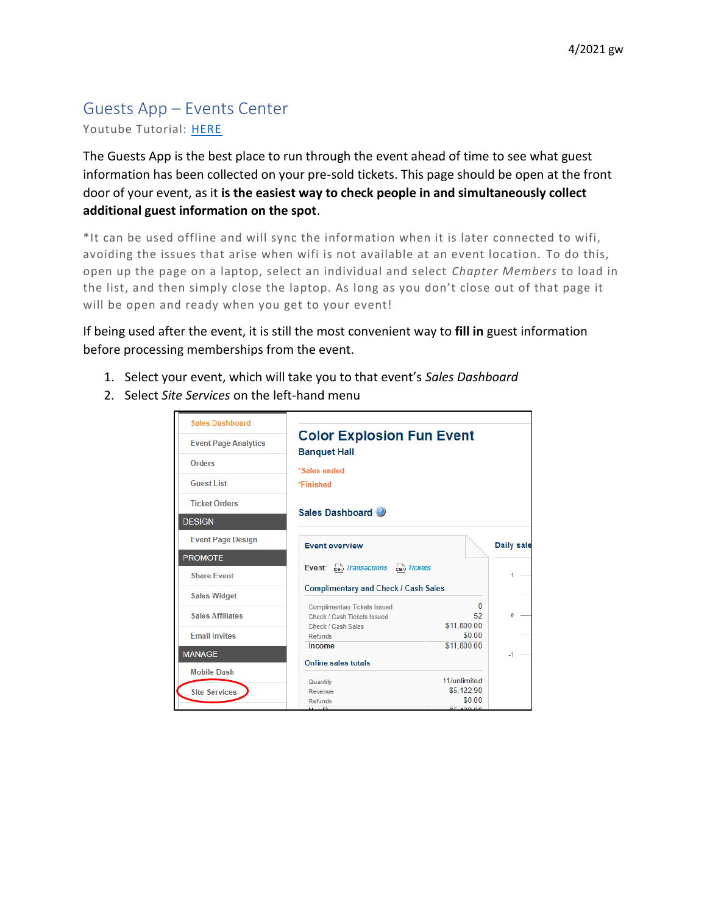# Guests App – Events Center

Youtube Tutorial: HERE

The Guests App is the best place to run through the event ahead of time to see what guest information has been collected on your pre-sold tickets. This page should be open at the front door of your event, as it **is the easiest way to check people in and simultaneously collect additional guest information on the spot**.

*It can be used offline and will sync the information when it is later connected to wifi, avoiding the issues that arise when wifi is not available at an event location. To do this, open up the page on a laptop, select an individual and select *Chapter Members* to load in the list, and then simply close the laptop. As long as you don't close out of that page it will be open and ready when you get to your event!

If being used after the event, it is still the most convenient way to **fill in** guest information before processing memberships from the event.

1. Select your event, which will take you to that event's *Sales Dashboard*
2. Select *Site Services* on the left-hand menu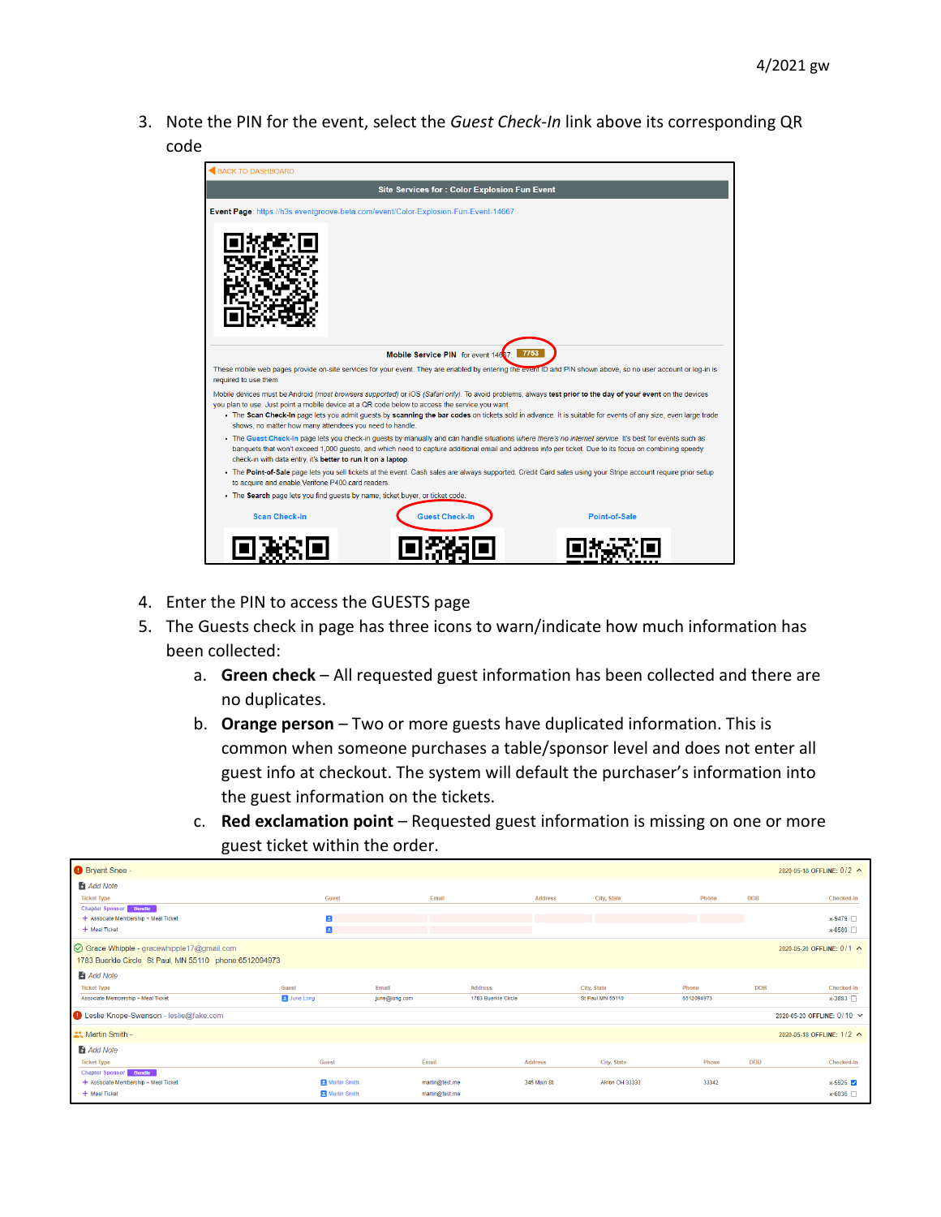3. Note the PIN for the event, select the *Guest Check-In* link above its corresponding QR code

BACK TO DASHBOARD

Site Services for : Color Explosion Fun Event

**Event Page**: https://h3s.eventgroove-beta.com/event/Color-Explosion-Fun-Event-14667

**Mobile Service PIN** for event 14667: 7753

These mobile web pages provide on-site services for your event. They are enabled by entering the event ID and PIN shown above, so no user account or log-in is required to use them.

Mobile devices must be Android *(most browsers supported)* or iOS *(Safari only)*. To avoid problems, always **test prior to the day of your event** on the devices you plan to use. Just point a mobile device at a QR code below to access the service you want.

- The **Scan Check-In** page lets you admit guests by **scanning the bar codes** on tickets sold in advance. It is suitable for events of any size, even large trade shows, no matter how many attendees you need to handle.
- The **Guest Check-In** page lets you check-in guests by manually and can handle situations *where there's no internet service*. It's best for events such as banquets that won't exceed 1,000 guests, and which need to capture additional email and address info per ticket. Due to its focus on combining speedy check-in with data entry, it's **better to run it on a laptop**.
- The **Point-of-Sale** page lets you sell tickets at the event. Cash sales are always supported. Credit Card sales using your Stripe account require prior setup to acquire and enable Verifone P400 card readers.
- The **Search** page lets you find guests by name, ticket buyer, or ticket code.

Scan Check-In | Guest Check-In | Point-of-Sale

4. Enter the PIN to access the GUESTS page
5. The Guests check in page has three icons to warn/indicate how much information has been collected:
   a. **Green check** – All requested guest information has been collected and there are no duplicates.
   b. **Orange person** – Two or more guests have duplicated information. This is common when someone purchases a table/sponsor level and does not enter all guest info at checkout. The system will default the purchaser's information into the guest information on the tickets.
   c. **Red exclamation point** – Requested guest information is missing on one or more guest ticket within the order.

Bryant Snee - — 2020-05-18 OFFLINE: 0/2

Add Note

| Ticket Type | Guest | Email | Address | City, State | Phone | DOB | Checked-In |
|---|---|---|---|---|---|---|---|
| Chapter Sponsor Bundle | | | | | | | |
| + Associate Membership + Meal Ticket | | | | | | | x-9479 ☐ |
| + Meal Ticket | | | | | | | x-6580 ☐ |

Grace Whipple - gracewhipple17@gmail.com — 2020-05-20 OFFLINE: 0/1
1783 Buerkle Circle St Paul, MN 55110 phone:6512094973

Add Note

| Ticket Type | Guest | Email | Address | City, State | Phone | DOB | Checked-In |
|---|---|---|---|---|---|---|---|
| Associate Membership + Meal Ticket | June Long | june@long.com | 1783 Buerkle Circle | St Paul MN 55110 | 6512094973 | | x-3883 ☐ |

Leslie Knope-Swanson - leslie@fake.com — 2020-05-20 OFFLINE: 0/10

Martin Smith - — 2020-05-18 OFFLINE: 1/2

Add Note

| Ticket Type | Guest | Email | Address | City, State | Phone | DOB | Checked-In |
|---|---|---|---|---|---|---|---|
| Chapter Sponsor Bundle | | | | | | | |
| + Associate Membership + Meal Ticket | Martin Smith | martin@test.me | 345 Main St | Akron OH 33333 | 33342 | | x-5925 ☑ |
| + Meal Ticket | Martin Smith | martin@test.me | | | | | x-6036 ☐ |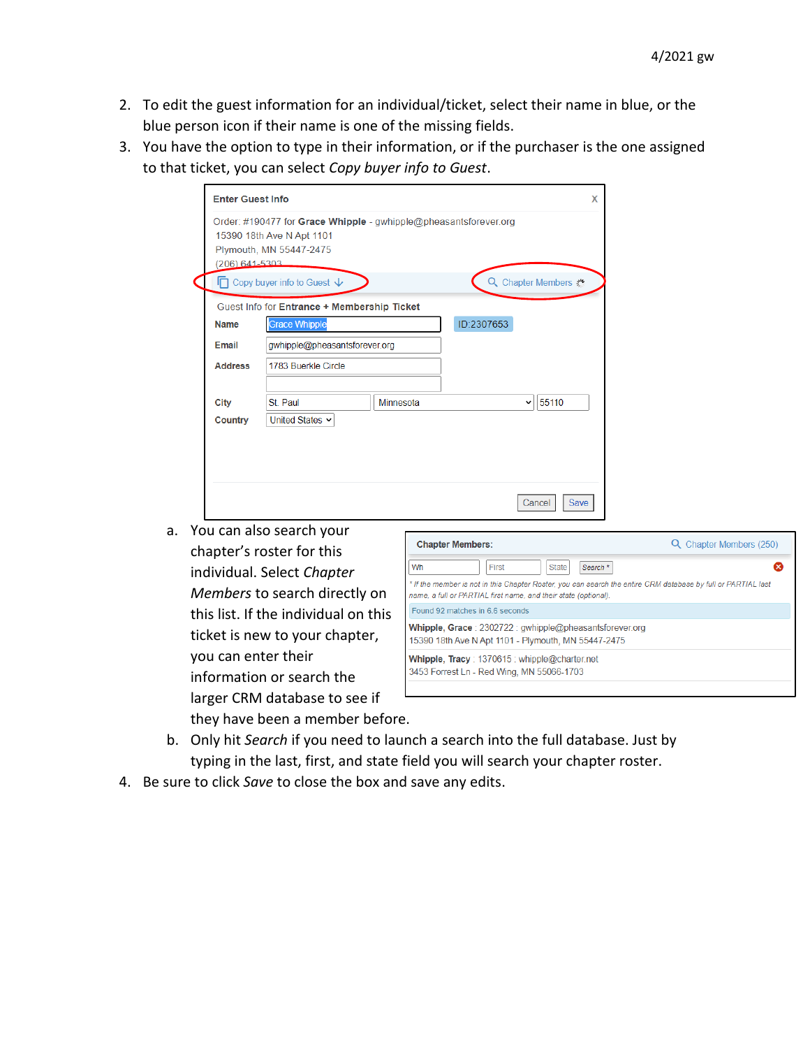2. To edit the guest information for an individual/ticket, select their name in blue, or the blue person icon if their name is one of the missing fields.
3. You have the option to type in their information, or if the purchaser is the one assigned to that ticket, you can select *Copy buyer info to Guest*.
    a. You can also search your chapter's roster for this individual. Select *Chapter Members* to search directly on this list. If the individual on this ticket is new to your chapter, you can enter their information or search the larger CRM database to see if they have been a member before.
    b. Only hit *Search* if you need to launch a search into the full database. Just by typing in the last, first, and state field you will search your chapter roster.
4. Be sure to click *Save* to close the box and save any edits.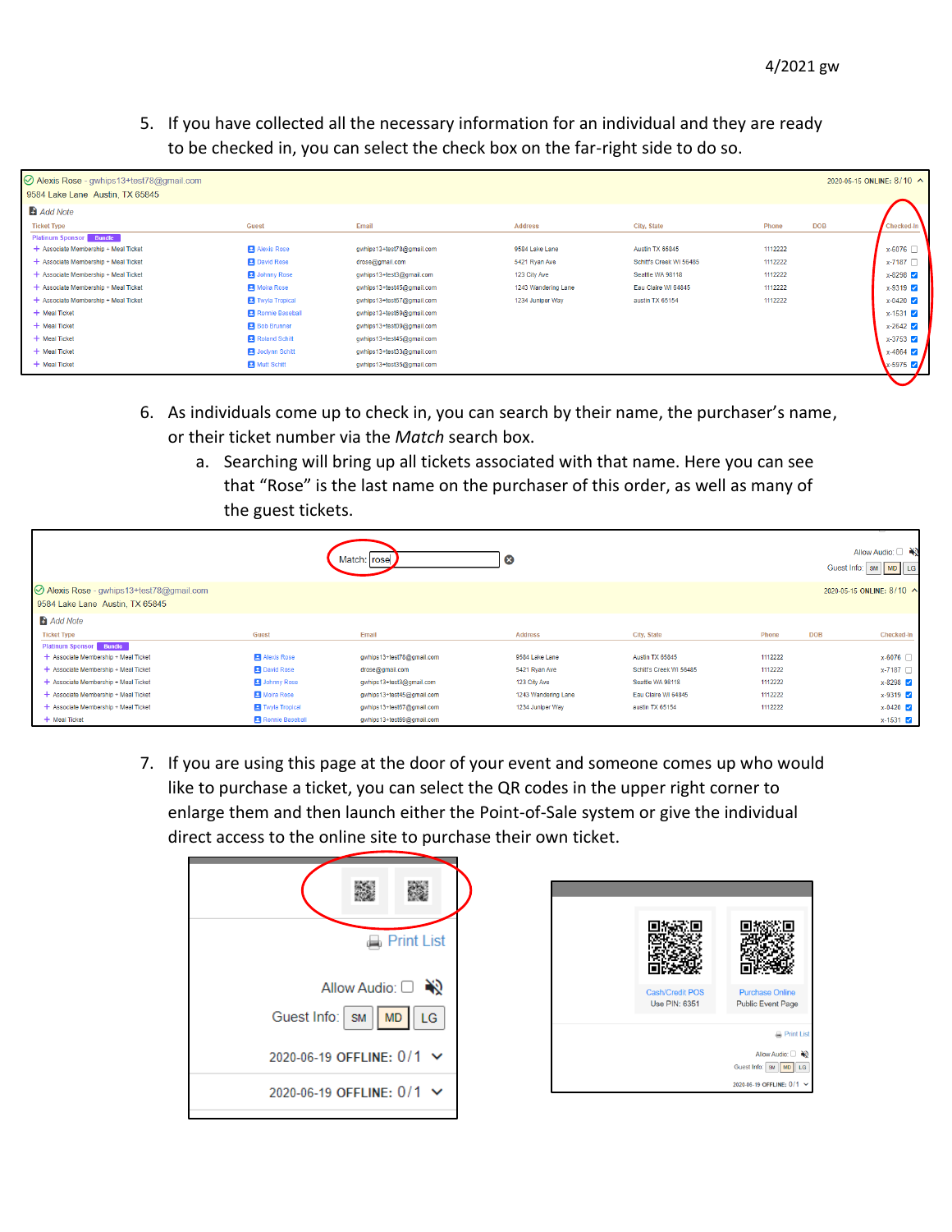5. If you have collected all the necessary information for an individual and they are ready to be checked in, you can select the check box on the far-right side to do so.

6. As individuals come up to check in, you can search by their name, the purchaser's name, or their ticket number via the *Match* search box.
   a. Searching will bring up all tickets associated with that name. Here you can see that "Rose" is the last name on the purchaser of this order, as well as many of the guest tickets.

7. If you are using this page at the door of your event and someone comes up who would like to purchase a ticket, you can select the QR codes in the upper right corner to enlarge them and then launch either the Point-of-Sale system or give the individual direct access to the online site to purchase their own ticket.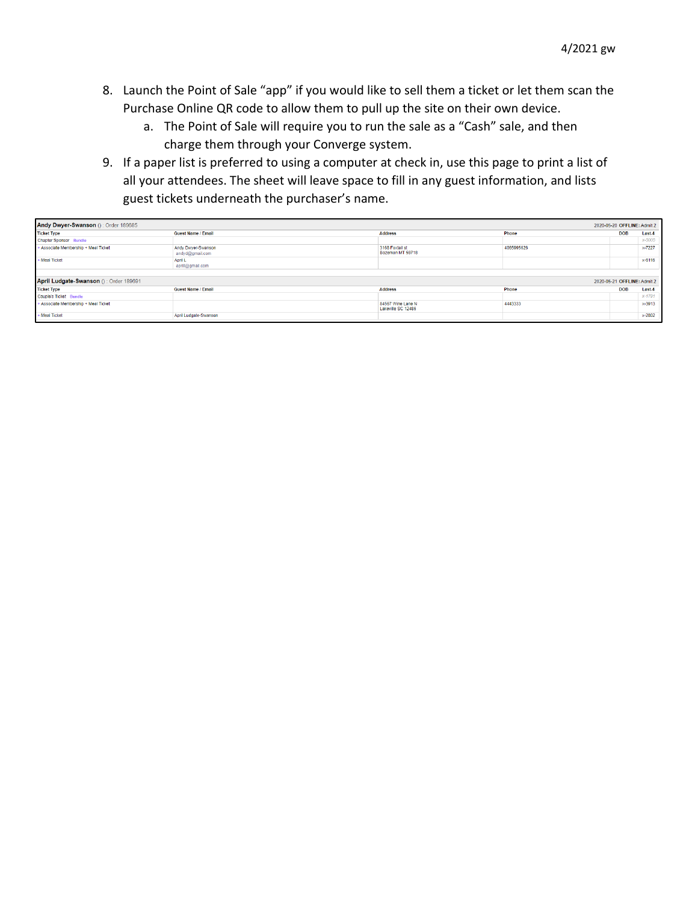8. Launch the Point of Sale "app" if you would like to sell them a ticket or let them scan the Purchase Online QR code to allow them to pull up the site on their own device.
    a. The Point of Sale will require you to run the sale as a "Cash" sale, and then charge them through your Converge system.
9. If a paper list is preferred to using a computer at check in, use this page to print a list of all your attendees. The sheet will leave space to fill in any guest information, and lists guest tickets underneath the purchaser's name.

| **Andy Dwyer-Swanson** () : Order 189685 | | | | 2020-05-20 OFFLINE: Admit 2 | |
|---|---|---|---|---|---|
| Ticket Type | Guest Name / Email | Address | Phone | DOB | Last-4 |
| Chapter Sponsor Bundle | | | | | x-5005 |
| + Associate Membership + Meal Ticket | Andy Dwyer-Swanson<br>andyd@gmail.com | 3168 Foxtail st<br>Bozeman MT 59718 | 4065995626 | | x-7227 |
| + Meal Ticket | April L<br>aprill@gmail.com | | | | x-6116 |

| **April Ludgate-Swanson** () : Order 189691 | | | | 2020-05-21 OFFLINE: Admit 2 | |
|---|---|---|---|---|---|
| Ticket Type | Guest Name / Email | Address | Phone | DOB | Last-4 |
| Couple's Ticket Bundle | | | | | x-1791 |
| + Associate Membership + Meal Ticket | | 84567 Wine Lane N<br>Lakeville SC 12468 | 4443333 | | x-3913 |
| + Meal Ticket | April Ludgate-Swanson | | | | x-2802 |